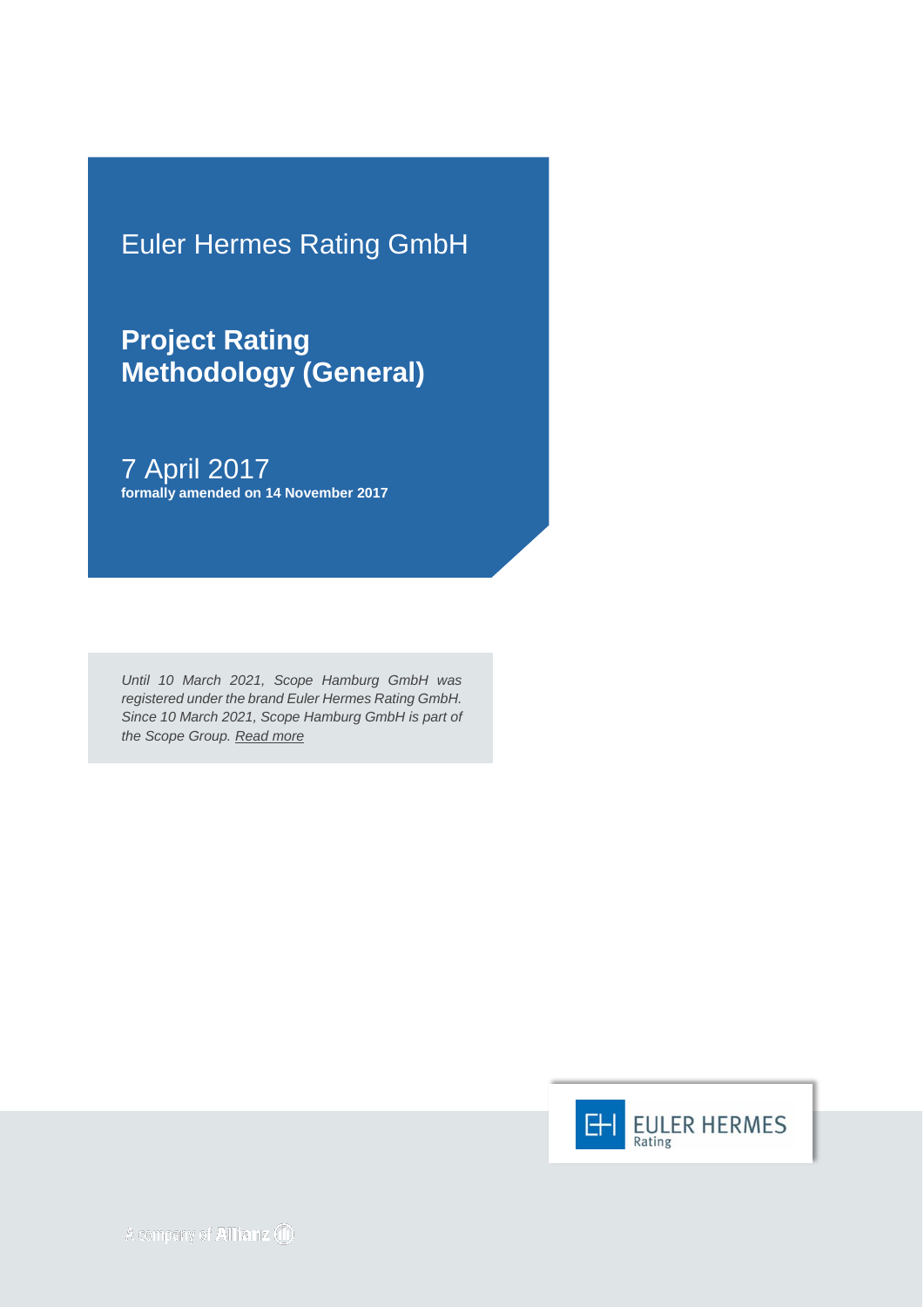Euler Hermes Rating GmbH

# Project Rating Methodology (General)

7 April 2017

**formally amended on 14 November 2017**

*Until 10 March 2021, Scope Hamburg GmbH was registered under the brand Euler Hermes Rating GmbH. Since 10 March 2021, Scope Hamburg GmbH is part of the Scope Group. Read more*

EULER HERMES Rating

A company of Allianz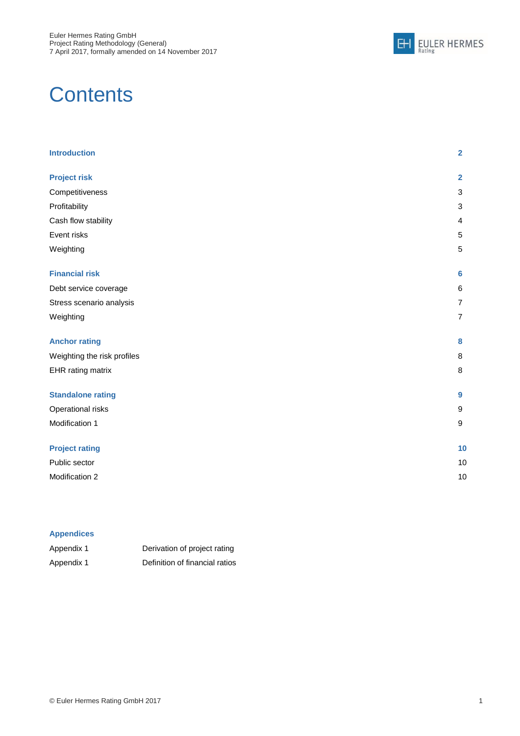# Contents

| | |
|---|---|
| **Introduction** | **2** |
| | |
| **Project risk** | **2** |
| Competitiveness | 3 |
| Profitability | 3 |
| Cash flow stability | 4 |
| Event risks | 5 |
| Weighting | 5 |
| | |
| **Financial risk** | **6** |
| Debt service coverage | 6 |
| Stress scenario analysis | 7 |
| Weighting | 7 |
| | |
| **Anchor rating** | **8** |
| Weighting the risk profiles | 8 |
| EHR rating matrix | 8 |
| | |
| **Standalone rating** | **9** |
| Operational risks | 9 |
| Modification 1 | 9 |
| | |
| **Project rating** | **10** |
| Public sector | 10 |
| Modification 2 | 10 |

**Appendices**

| | |
|---|---|
| Appendix 1 | Derivation of project rating |
| Appendix 1 | Definition of financial ratios |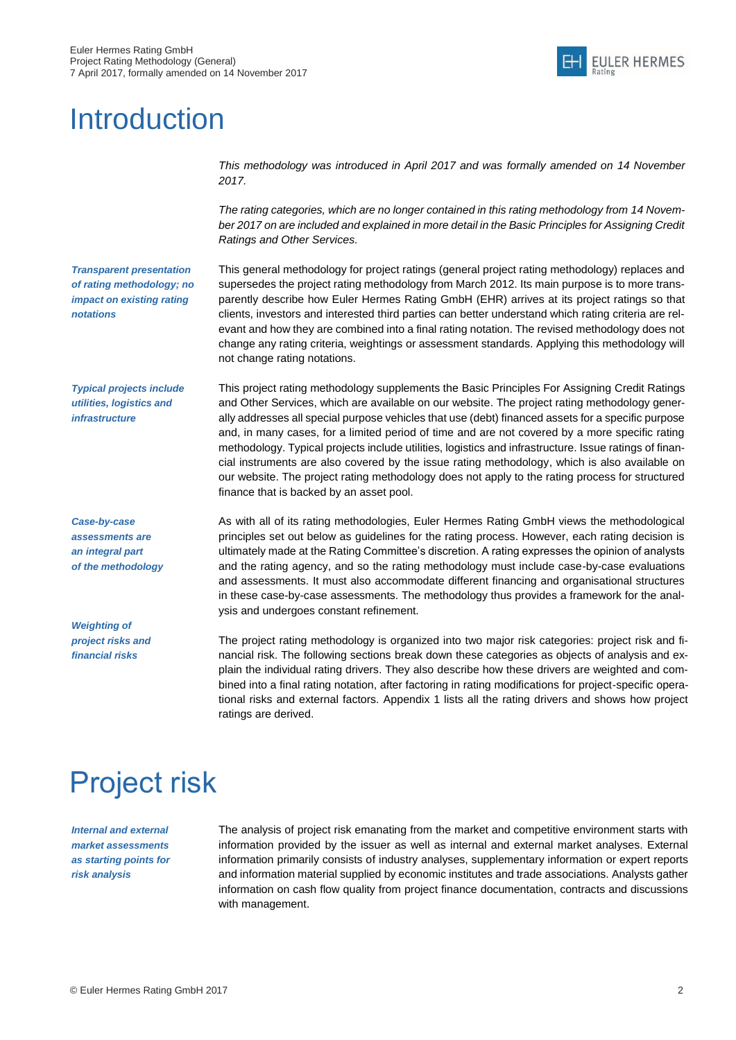# Introduction

*This methodology was introduced in April 2017 and was formally amended on 14 November 2017.*

*The rating categories, which are no longer contained in this rating methodology from 14 November 2017 on are included and explained in more detail in the Basic Principles for Assigning Credit Ratings and Other Services.*

***Transparent presentation of rating methodology; no impact on existing rating notations***

This general methodology for project ratings (general project rating methodology) replaces and supersedes the project rating methodology from March 2012. Its main purpose is to more transparently describe how Euler Hermes Rating GmbH (EHR) arrives at its project ratings so that clients, investors and interested third parties can better understand which rating criteria are relevant and how they are combined into a final rating notation. The revised methodology does not change any rating criteria, weightings or assessment standards. Applying this methodology will not change rating notations.

***Typical projects include utilities, logistics and infrastructure***

This project rating methodology supplements the Basic Principles For Assigning Credit Ratings and Other Services, which are available on our website. The project rating methodology generally addresses all special purpose vehicles that use (debt) financed assets for a specific purpose and, in many cases, for a limited period of time and are not covered by a more specific rating methodology. Typical projects include utilities, logistics and infrastructure. Issue ratings of financial instruments are also covered by the issue rating methodology, which is also available on our website. The project rating methodology does not apply to the rating process for structured finance that is backed by an asset pool.

***Case-by-case assessments are an integral part of the methodology***

As with all of its rating methodologies, Euler Hermes Rating GmbH views the methodological principles set out below as guidelines for the rating process. However, each rating decision is ultimately made at the Rating Committee's discretion. A rating expresses the opinion of analysts and the rating agency, and so the rating methodology must include case-by-case evaluations and assessments. It must also accommodate different financing and organisational structures in these case-by-case assessments. The methodology thus provides a framework for the analysis and undergoes constant refinement.

***Weighting of project risks and financial risks***

The project rating methodology is organized into two major risk categories: project risk and financial risk. The following sections break down these categories as objects of analysis and explain the individual rating drivers. They also describe how these drivers are weighted and combined into a final rating notation, after factoring in rating modifications for project-specific operational risks and external factors. Appendix 1 lists all the rating drivers and shows how project ratings are derived.

# Project risk

***Internal and external market assessments as starting points for risk analysis***

The analysis of project risk emanating from the market and competitive environment starts with information provided by the issuer as well as internal and external market analyses. External information primarily consists of industry analyses, supplementary information or expert reports and information material supplied by economic institutes and trade associations. Analysts gather information on cash flow quality from project finance documentation, contracts and discussions with management.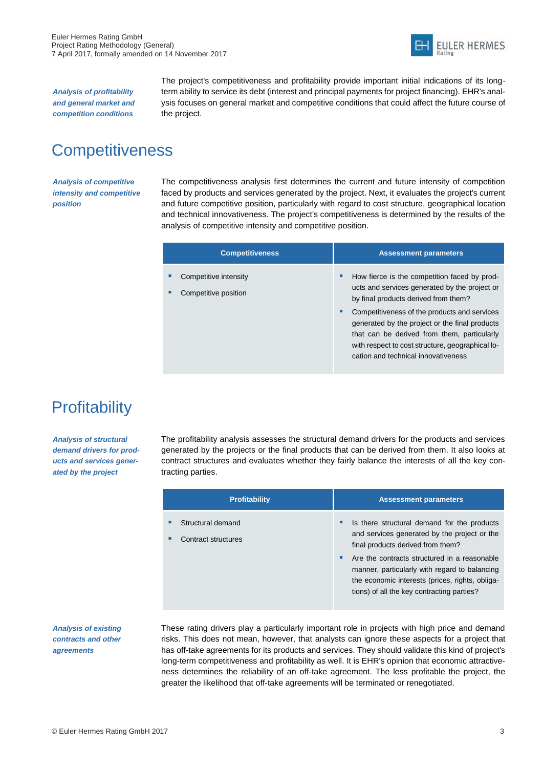*Analysis of profitability and general market and competition conditions*

The project's competitiveness and profitability provide important initial indications of its long-term ability to service its debt (interest and principal payments for project financing). EHR's analysis focuses on general market and competitive conditions that could affect the future course of the project.

# Competitiveness

*Analysis of competitive intensity and competitive position*

The competitiveness analysis first determines the current and future intensity of competition faced by products and services generated by the project. Next, it evaluates the project's current and future competitive position, particularly with regard to cost structure, geographical location and technical innovativeness. The project's competitiveness is determined by the results of the analysis of competitive intensity and competitive position.

| Competitiveness | Assessment parameters |
|---|---|
| ▪ Competitive intensity<br>▪ Competitive position | ▪ How fierce is the competition faced by products and services generated by the project or by final products derived from them?<br>▪ Competitiveness of the products and services generated by the project or the final products that can be derived from them, particularly with respect to cost structure, geographical location and technical innovativeness |

# Profitability

*Analysis of structural demand drivers for products and services generated by the project*

The profitability analysis assesses the structural demand drivers for the products and services generated by the projects or the final products that can be derived from them. It also looks at contract structures and evaluates whether they fairly balance the interests of all the key contracting parties.

| Profitability | Assessment parameters |
|---|---|
| ▪ Structural demand<br>▪ Contract structures | ▪ Is there structural demand for the products and services generated by the project or the final products derived from them?<br>▪ Are the contracts structured in a reasonable manner, particularly with regard to balancing the economic interests (prices, rights, obligations) of all the key contracting parties? |

*Analysis of existing contracts and other agreements*

These rating drivers play a particularly important role in projects with high price and demand risks. This does not mean, however, that analysts can ignore these aspects for a project that has off-take agreements for its products and services. They should validate this kind of project's long-term competitiveness and profitability as well. It is EHR's opinion that economic attractiveness determines the reliability of an off-take agreement. The less profitable the project, the greater the likelihood that off-take agreements will be terminated or renegotiated.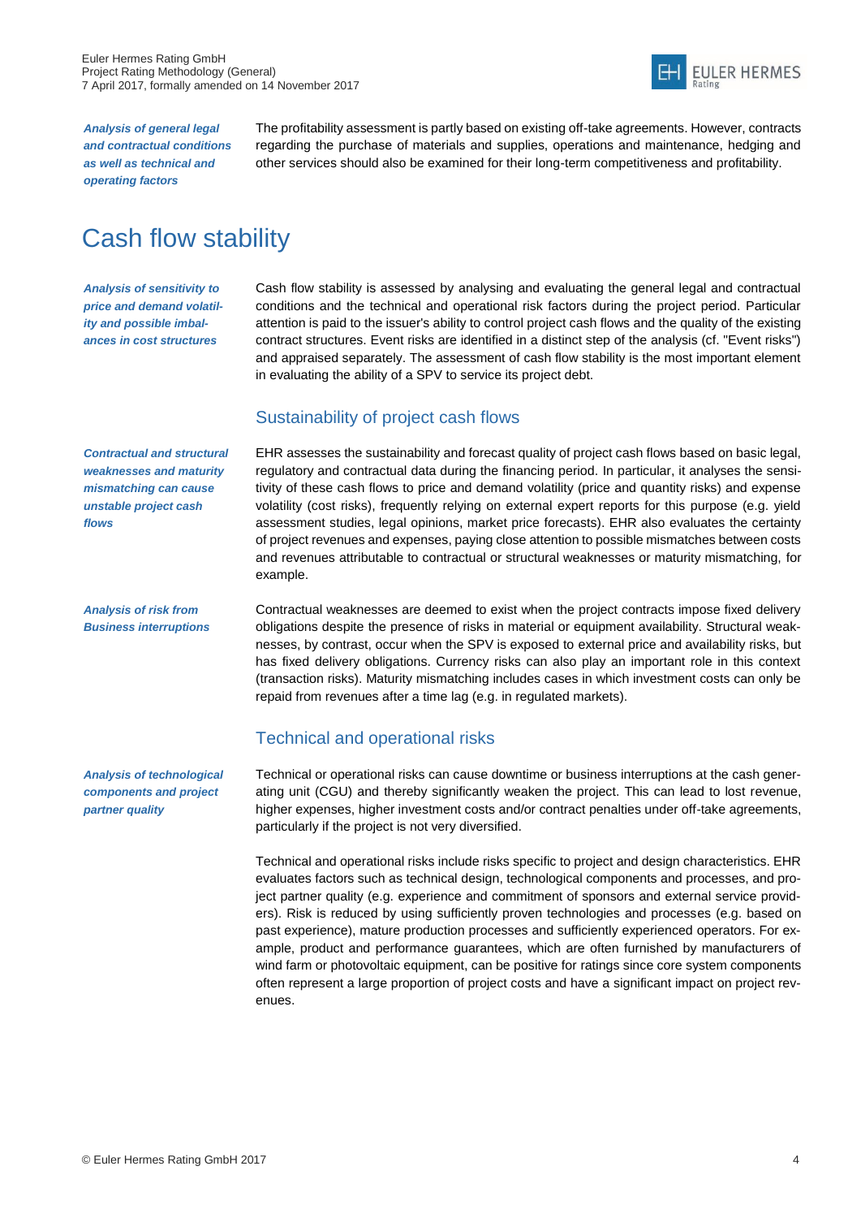*Analysis of general legal and contractual conditions as well as technical and operating factors*

The profitability assessment is partly based on existing off-take agreements. However, contracts regarding the purchase of materials and supplies, operations and maintenance, hedging and other services should also be examined for their long-term competitiveness and profitability.

# Cash flow stability

*Analysis of sensitivity to price and demand volatility and possible imbalances in cost structures*

Cash flow stability is assessed by analysing and evaluating the general legal and contractual conditions and the technical and operational risk factors during the project period. Particular attention is paid to the issuer's ability to control project cash flows and the quality of the existing contract structures. Event risks are identified in a distinct step of the analysis (cf. "Event risks") and appraised separately. The assessment of cash flow stability is the most important element in evaluating the ability of a SPV to service its project debt.

## Sustainability of project cash flows

*Contractual and structural weaknesses and maturity mismatching can cause unstable project cash flows*

EHR assesses the sustainability and forecast quality of project cash flows based on basic legal, regulatory and contractual data during the financing period. In particular, it analyses the sensitivity of these cash flows to price and demand volatility (price and quantity risks) and expense volatility (cost risks), frequently relying on external expert reports for this purpose (e.g. yield assessment studies, legal opinions, market price forecasts). EHR also evaluates the certainty of project revenues and expenses, paying close attention to possible mismatches between costs and revenues attributable to contractual or structural weaknesses or maturity mismatching, for example.

*Analysis of risk from Business interruptions*

Contractual weaknesses are deemed to exist when the project contracts impose fixed delivery obligations despite the presence of risks in material or equipment availability. Structural weaknesses, by contrast, occur when the SPV is exposed to external price and availability risks, but has fixed delivery obligations. Currency risks can also play an important role in this context (transaction risks). Maturity mismatching includes cases in which investment costs can only be repaid from revenues after a time lag (e.g. in regulated markets).

## Technical and operational risks

*Analysis of technological components and project partner quality*

Technical or operational risks can cause downtime or business interruptions at the cash generating unit (CGU) and thereby significantly weaken the project. This can lead to lost revenue, higher expenses, higher investment costs and/or contract penalties under off-take agreements, particularly if the project is not very diversified.

Technical and operational risks include risks specific to project and design characteristics. EHR evaluates factors such as technical design, technological components and processes, and project partner quality (e.g. experience and commitment of sponsors and external service providers). Risk is reduced by using sufficiently proven technologies and processes (e.g. based on past experience), mature production processes and sufficiently experienced operators. For example, product and performance guarantees, which are often furnished by manufacturers of wind farm or photovoltaic equipment, can be positive for ratings since core system components often represent a large proportion of project costs and have a significant impact on project revenues.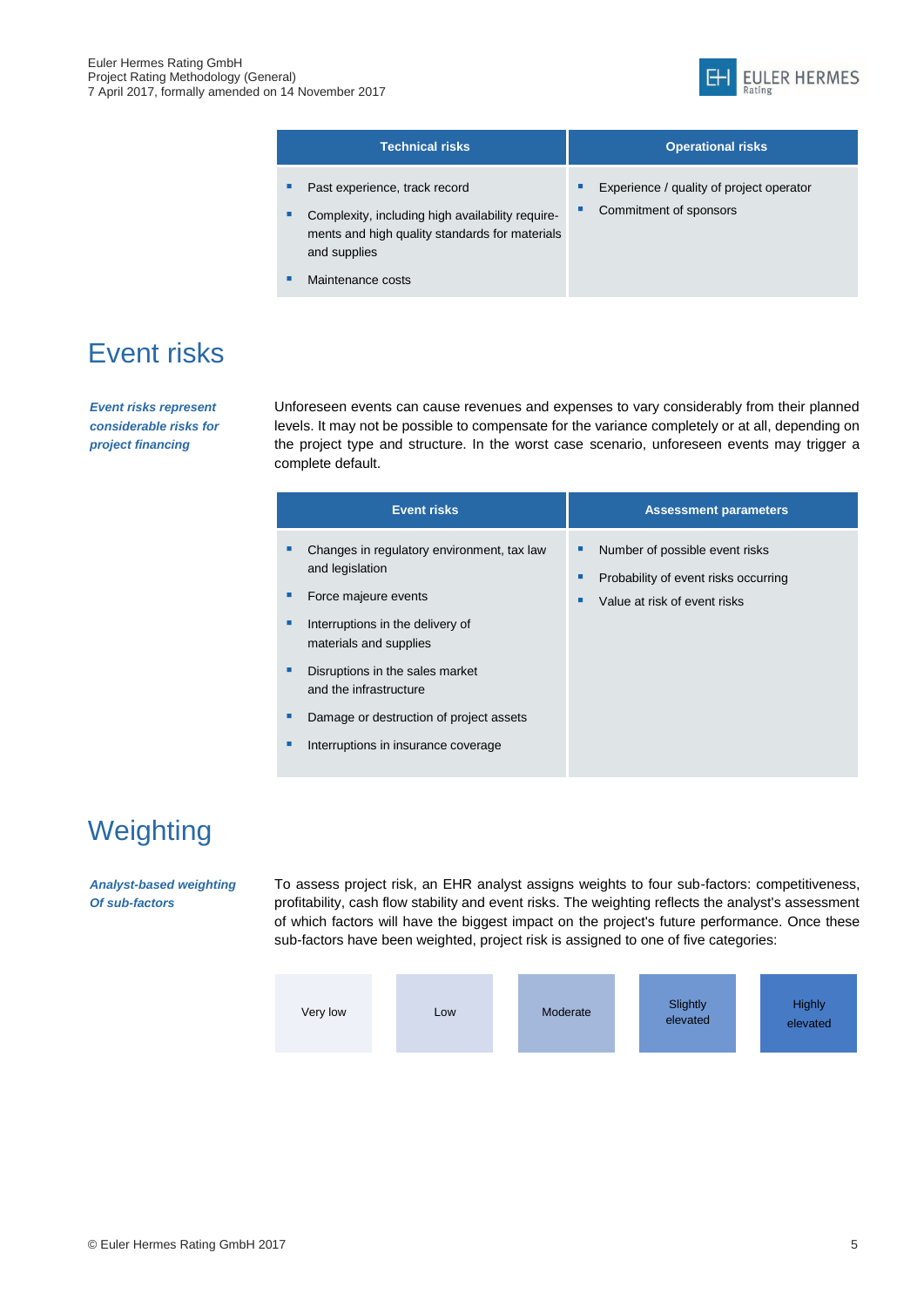| Technical risks | Operational risks |
| --- | --- |
| ▪ Past experience, track record<br>▪ Complexity, including high availability requirements and high quality standards for materials and supplies<br>▪ Maintenance costs | ▪ Experience / quality of project operator<br>▪ Commitment of sponsors |

# Event risks

***Event risks represent considerable risks for project financing***

Unforeseen events can cause revenues and expenses to vary considerably from their planned levels. It may not be possible to compensate for the variance completely or at all, depending on the project type and structure. In the worst case scenario, unforeseen events may trigger a complete default.

| Event risks | Assessment parameters |
| --- | --- |
| ▪ Changes in regulatory environment, tax law and legislation<br>▪ Force majeure events<br>▪ Interruptions in the delivery of materials and supplies<br>▪ Disruptions in the sales market and the infrastructure<br>▪ Damage or destruction of project assets<br>▪ Interruptions in insurance coverage | ▪ Number of possible event risks<br>▪ Probability of event risks occurring<br>▪ Value at risk of event risks |

# Weighting

***Analyst-based weighting Of sub-factors***

To assess project risk, an EHR analyst assigns weights to four sub-factors: competitiveness, profitability, cash flow stability and event risks. The weighting reflects the analyst's assessment of which factors will have the biggest impact on the project's future performance. Once these sub-factors have been weighted, project risk is assigned to one of five categories:

| Very low | Low | Moderate | Slightly elevated | Highly elevated |
| --- | --- | --- | --- | --- |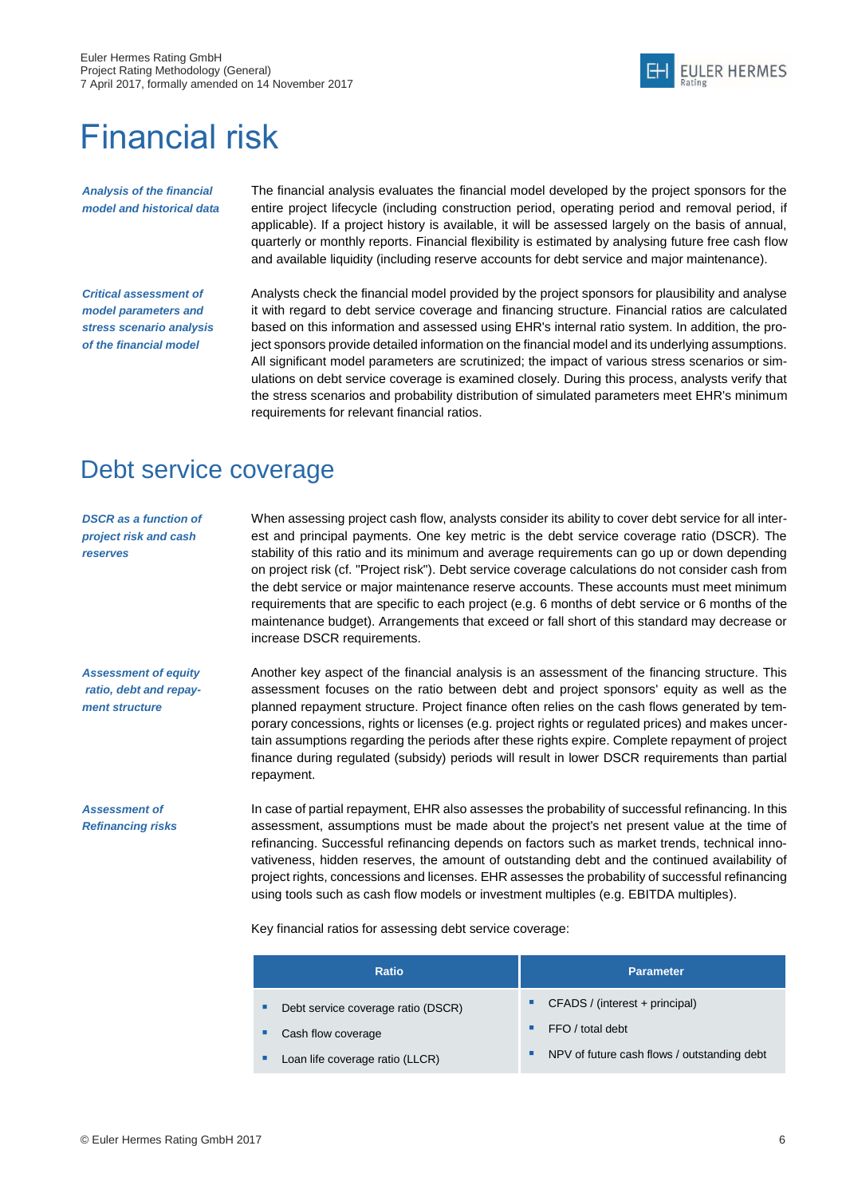# Financial risk

*Analysis of the financial model and historical data*

The financial analysis evaluates the financial model developed by the project sponsors for the entire project lifecycle (including construction period, operating period and removal period, if applicable). If a project history is available, it will be assessed largely on the basis of annual, quarterly or monthly reports. Financial flexibility is estimated by analysing future free cash flow and available liquidity (including reserve accounts for debt service and major maintenance).

*Critical assessment of model parameters and stress scenario analysis of the financial model*

Analysts check the financial model provided by the project sponsors for plausibility and analyse it with regard to debt service coverage and financing structure. Financial ratios are calculated based on this information and assessed using EHR's internal ratio system. In addition, the project sponsors provide detailed information on the financial model and its underlying assumptions. All significant model parameters are scrutinized; the impact of various stress scenarios or simulations on debt service coverage is examined closely. During this process, analysts verify that the stress scenarios and probability distribution of simulated parameters meet EHR's minimum requirements for relevant financial ratios.

## Debt service coverage

*DSCR as a function of project risk and cash reserves*

When assessing project cash flow, analysts consider its ability to cover debt service for all interest and principal payments. One key metric is the debt service coverage ratio (DSCR). The stability of this ratio and its minimum and average requirements can go up or down depending on project risk (cf. "Project risk"). Debt service coverage calculations do not consider cash from the debt service or major maintenance reserve accounts. These accounts must meet minimum requirements that are specific to each project (e.g. 6 months of debt service or 6 months of the maintenance budget). Arrangements that exceed or fall short of this standard may decrease or increase DSCR requirements.

*Assessment of equity ratio, debt and repayment structure*

Another key aspect of the financial analysis is an assessment of the financing structure. This assessment focuses on the ratio between debt and project sponsors' equity as well as the planned repayment structure. Project finance often relies on the cash flows generated by temporary concessions, rights or licenses (e.g. project rights or regulated prices) and makes uncertain assumptions regarding the periods after these rights expire. Complete repayment of project finance during regulated (subsidy) periods will result in lower DSCR requirements than partial repayment.

*Assessment of Refinancing risks*

In case of partial repayment, EHR also assesses the probability of successful refinancing. In this assessment, assumptions must be made about the project's net present value at the time of refinancing. Successful refinancing depends on factors such as market trends, technical innovativeness, hidden reserves, the amount of outstanding debt and the continued availability of project rights, concessions and licenses. EHR assesses the probability of successful refinancing using tools such as cash flow models or investment multiples (e.g. EBITDA multiples).

Key financial ratios for assessing debt service coverage:

| Ratio | Parameter |
|---|---|
| Debt service coverage ratio (DSCR) | CFADS / (interest + principal) |
| Cash flow coverage | FFO / total debt |
| Loan life coverage ratio (LLCR) | NPV of future cash flows / outstanding debt |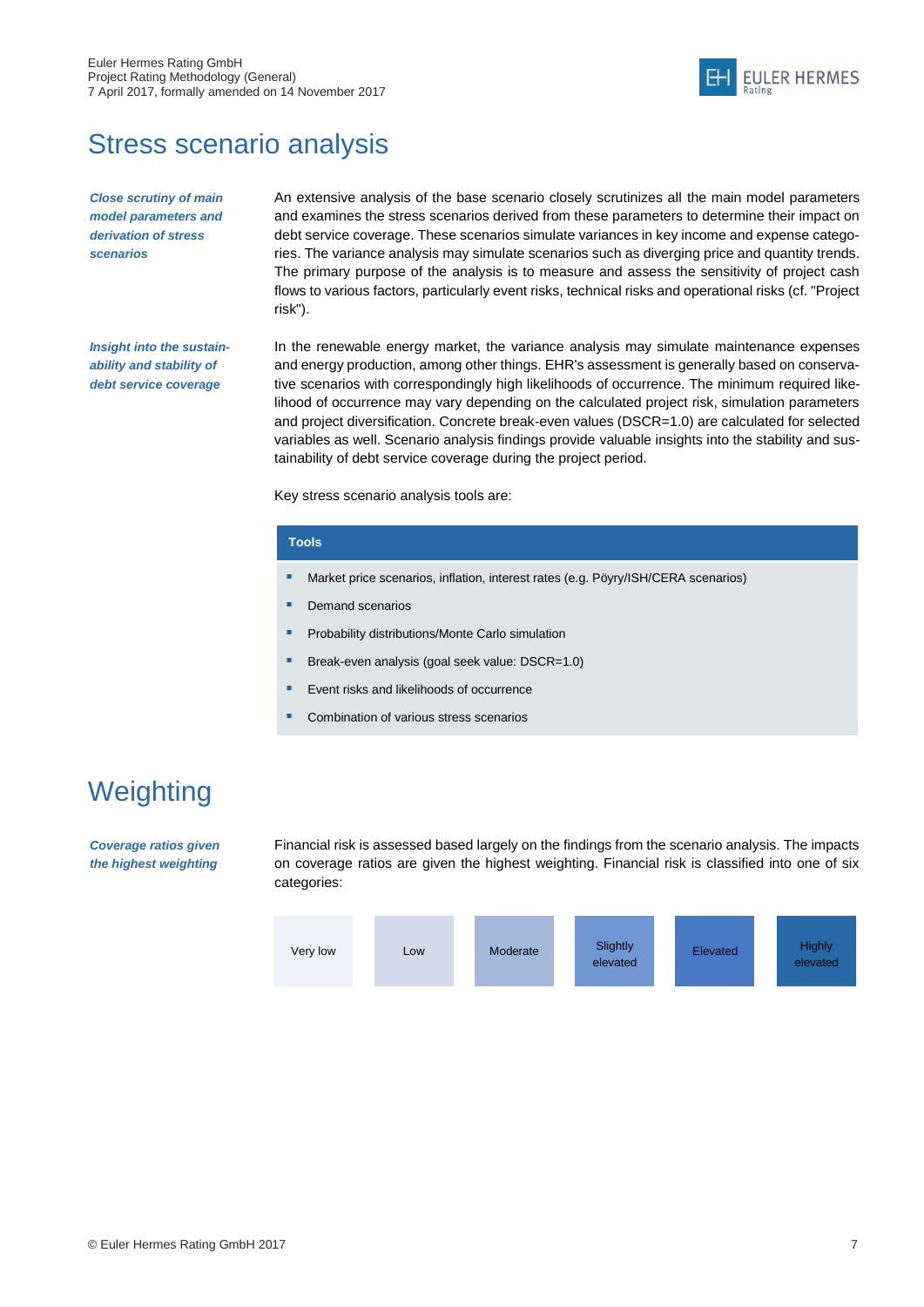# Stress scenario analysis

***Close scrutiny of main model parameters and derivation of stress scenarios***

An extensive analysis of the base scenario closely scrutinizes all the main model parameters and examines the stress scenarios derived from these parameters to determine their impact on debt service coverage. These scenarios simulate variances in key income and expense categories. The variance analysis may simulate scenarios such as diverging price and quantity trends. The primary purpose of the analysis is to measure and assess the sensitivity of project cash flows to various factors, particularly event risks, technical risks and operational risks (cf. "Project risk").

***Insight into the sustainability and stability of debt service coverage***

In the renewable energy market, the variance analysis may simulate maintenance expenses and energy production, among other things. EHR's assessment is generally based on conservative scenarios with correspondingly high likelihoods of occurrence. The minimum required likelihood of occurrence may vary depending on the calculated project risk, simulation parameters and project diversification. Concrete break-even values (DSCR=1.0) are calculated for selected variables as well. Scenario analysis findings provide valuable insights into the stability and sustainability of debt service coverage during the project period.

Key stress scenario analysis tools are:

| Tools |
| --- |
| ▪ Market price scenarios, inflation, interest rates (e.g. Pöyry/ISH/CERA scenarios) |
| ▪ Demand scenarios |
| ▪ Probability distributions/Monte Carlo simulation |
| ▪ Break-even analysis (goal seek value: DSCR=1.0) |
| ▪ Event risks and likelihoods of occurrence |
| ▪ Combination of various stress scenarios |

# Weighting

***Coverage ratios given the highest weighting***

Financial risk is assessed based largely on the findings from the scenario analysis. The impacts on coverage ratios are given the highest weighting. Financial risk is classified into one of six categories:

| Very low | Low | Moderate | Slightly elevated | Elevated | Highly elevated |
| --- | --- | --- | --- | --- | --- |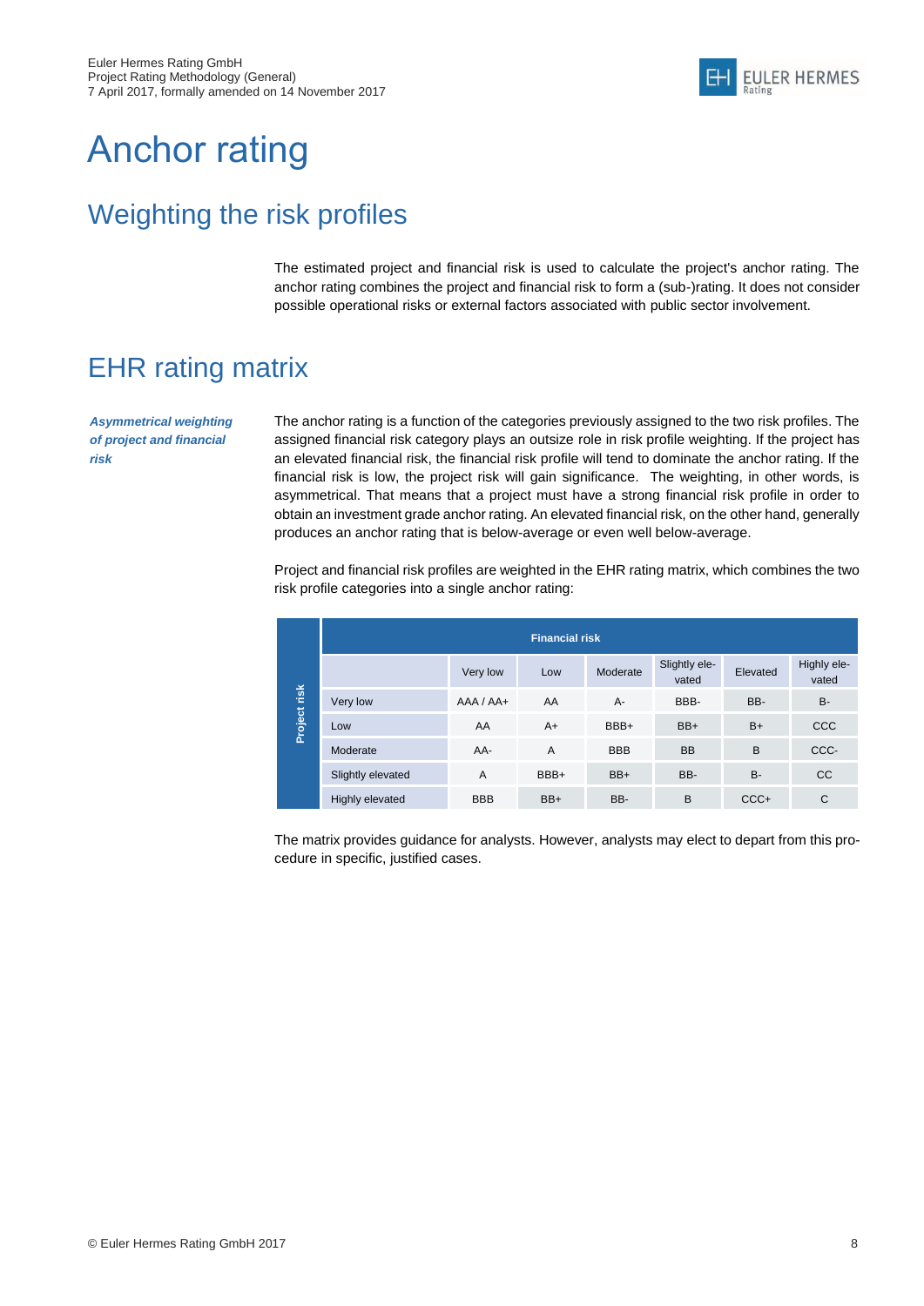# Anchor rating

## Weighting the risk profiles

The estimated project and financial risk is used to calculate the project's anchor rating. The anchor rating combines the project and financial risk to form a (sub-)rating. It does not consider possible operational risks or external factors associated with public sector involvement.

## EHR rating matrix

***Asymmetrical weighting of project and financial risk***

The anchor rating is a function of the categories previously assigned to the two risk profiles. The assigned financial risk category plays an outsize role in risk profile weighting. If the project has an elevated financial risk, the financial risk profile will tend to dominate the anchor rating. If the financial risk is low, the project risk will gain significance. The weighting, in other words, is asymmetrical. That means that a project must have a strong financial risk profile in order to obtain an investment grade anchor rating. An elevated financial risk, on the other hand, generally produces an anchor rating that is below-average or even well below-average.

Project and financial risk profiles are weighted in the EHR rating matrix, which combines the two risk profile categories into a single anchor rating:

| Project risk \ Financial risk | Very low | Low | Moderate | Slightly elevated | Elevated | Highly elevated |
|---|---|---|---|---|---|---|
| Very low | AAA / AA+ | AA | A- | BBB- | BB- | B- |
| Low | AA | A+ | BBB+ | BB+ | B+ | CCC |
| Moderate | AA- | A | BBB | BB | B | CCC- |
| Slightly elevated | A | BBB+ | BB+ | BB- | B- | CC |
| Highly elevated | BBB | BB+ | BB- | B | CCC+ | C |

The matrix provides guidance for analysts. However, analysts may elect to depart from this procedure in specific, justified cases.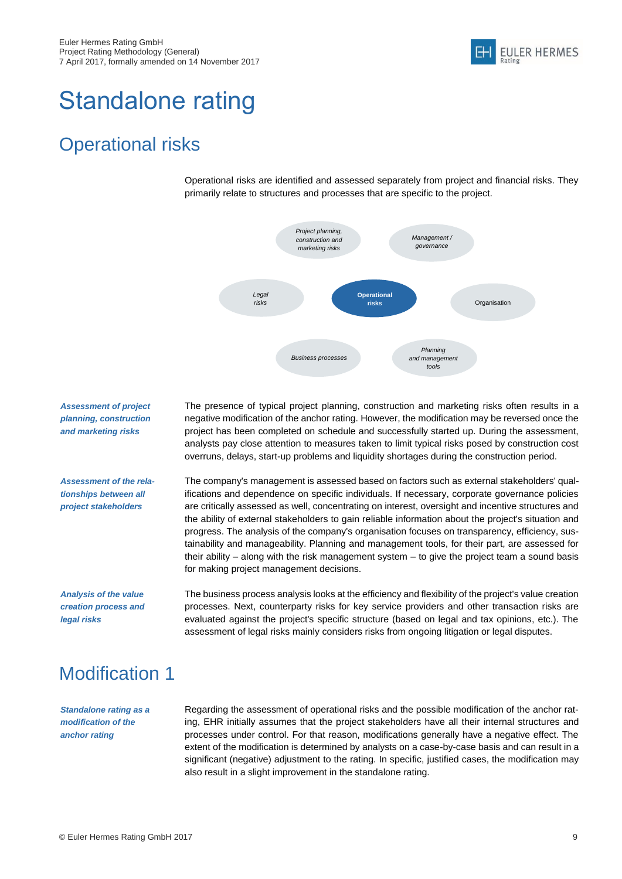# Standalone rating

## Operational risks

Operational risks are identified and assessed separately from project and financial risks. They primarily relate to structures and processes that are specific to the project.

*Project planning, construction and marketing risks* | *Management / governance* | *Legal risks* | **Operational risks** | Organisation | *Business processes* | *Planning and management tools*

***Assessment of project planning, construction and marketing risks***

The presence of typical project planning, construction and marketing risks often results in a negative modification of the anchor rating. However, the modification may be reversed once the project has been completed on schedule and successfully started up. During the assessment, analysts pay close attention to measures taken to limit typical risks posed by construction cost overruns, delays, start-up problems and liquidity shortages during the construction period.

***Assessment of the relationships between all project stakeholders***

The company's management is assessed based on factors such as external stakeholders' qualifications and dependence on specific individuals. If necessary, corporate governance policies are critically assessed as well, concentrating on interest, oversight and incentive structures and the ability of external stakeholders to gain reliable information about the project's situation and progress. The analysis of the company's organisation focuses on transparency, efficiency, sustainability and manageability. Planning and management tools, for their part, are assessed for their ability – along with the risk management system – to give the project team a sound basis for making project management decisions.

***Analysis of the value creation process and legal risks***

The business process analysis looks at the efficiency and flexibility of the project's value creation processes. Next, counterparty risks for key service providers and other transaction risks are evaluated against the project's specific structure (based on legal and tax opinions, etc.). The assessment of legal risks mainly considers risks from ongoing litigation or legal disputes.

## Modification 1

***Standalone rating as a modification of the anchor rating***

Regarding the assessment of operational risks and the possible modification of the anchor rating, EHR initially assumes that the project stakeholders have all their internal structures and processes under control. For that reason, modifications generally have a negative effect. The extent of the modification is determined by analysts on a case-by-case basis and can result in a significant (negative) adjustment to the rating. In specific, justified cases, the modification may also result in a slight improvement in the standalone rating.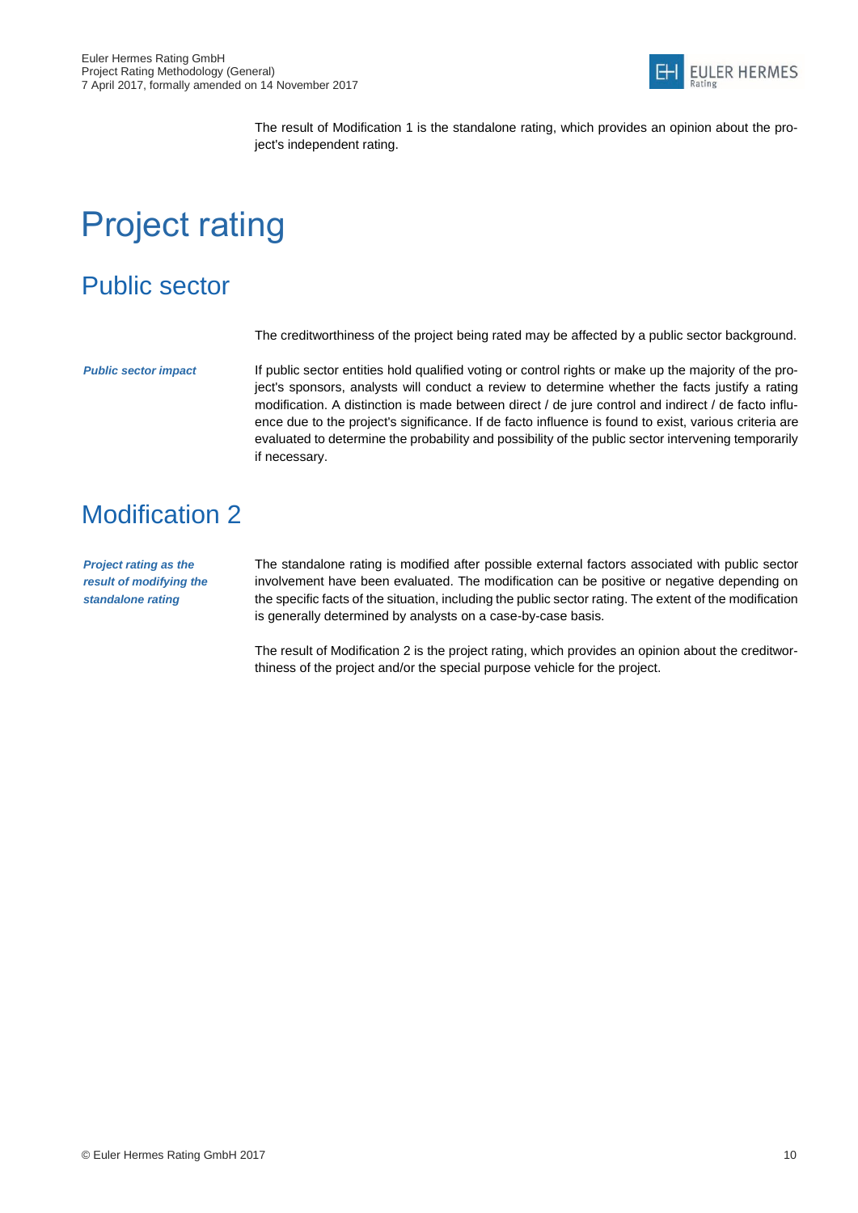The result of Modification 1 is the standalone rating, which provides an opinion about the project's independent rating.

# Project rating

## Public sector

The creditworthiness of the project being rated may be affected by a public sector background.

***Public sector impact***

If public sector entities hold qualified voting or control rights or make up the majority of the project's sponsors, analysts will conduct a review to determine whether the facts justify a rating modification. A distinction is made between direct / de jure control and indirect / de facto influence due to the project's significance. If de facto influence is found to exist, various criteria are evaluated to determine the probability and possibility of the public sector intervening temporarily if necessary.

## Modification 2

***Project rating as the result of modifying the standalone rating***

The standalone rating is modified after possible external factors associated with public sector involvement have been evaluated. The modification can be positive or negative depending on the specific facts of the situation, including the public sector rating. The extent of the modification is generally determined by analysts on a case-by-case basis.

The result of Modification 2 is the project rating, which provides an opinion about the creditworthiness of the project and/or the special purpose vehicle for the project.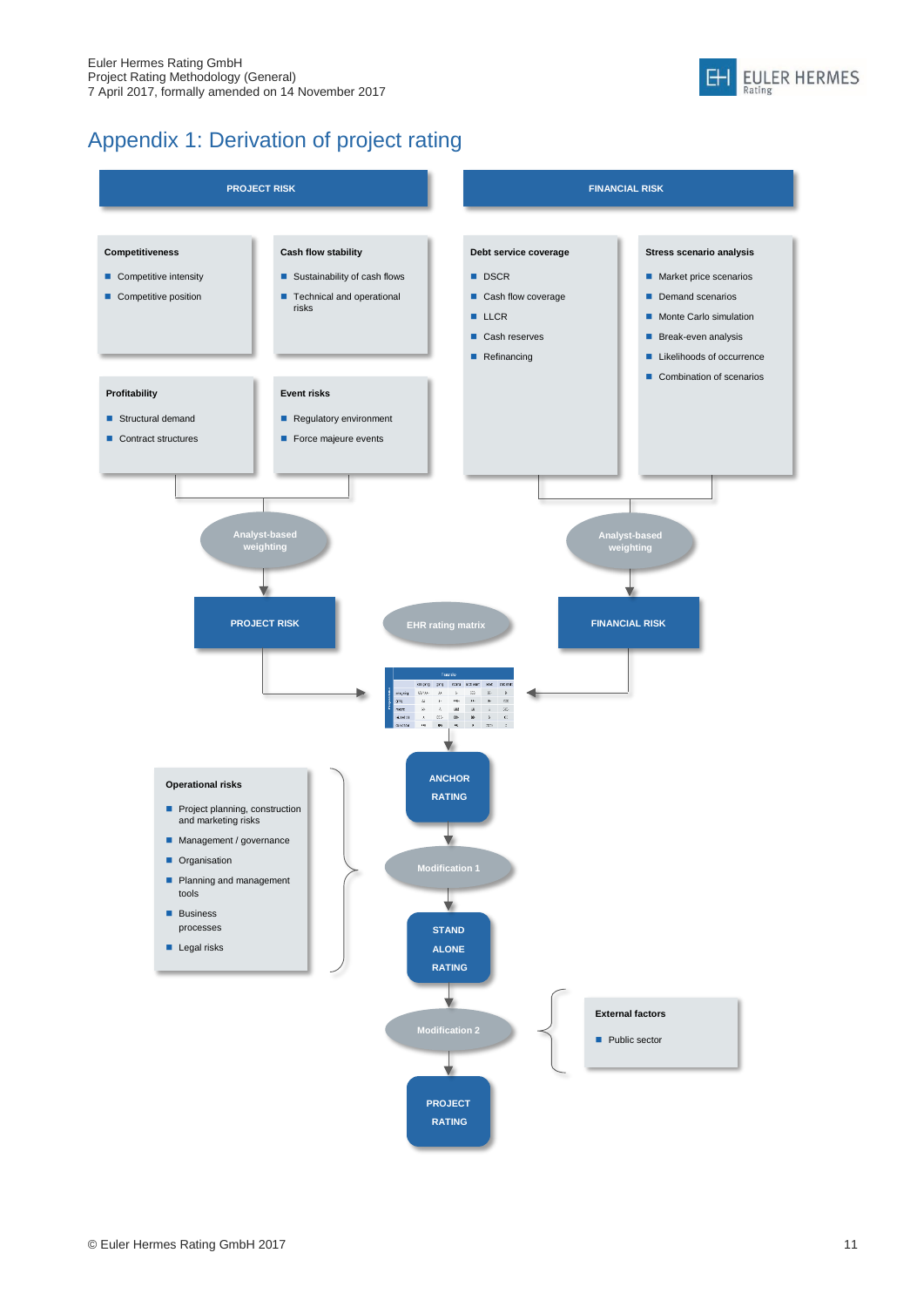# Appendix 1: Derivation of project rating

**PROJECT RISK**

**Competitiveness**
- Competitive intensity
- Competitive position

**Cash flow stability**
- Sustainability of cash flows
- Technical and operational risks

**Profitability**
- Structural demand
- Contract structures

**Event risks**
- Regulatory environment
- Force majeure events

**FINANCIAL RISK**

**Debt service coverage**
- DSCR
- Cash flow coverage
- LLCR
- Cash reserves
- Refinancing

**Stress scenario analysis**
- Market price scenarios
- Demand scenarios
- Monte Carlo simulation
- Break-even analysis
- Likelihoods of occurrence
- Combination of scenarios

Analyst-based weighting → PROJECT RISK

Analyst-based weighting → FINANCIAL RISK

EHR rating matrix

ANCHOR RATING

Modification 1

**Operational risks**
- Project planning, construction and marketing risks
- Management / governance
- Organisation
- Planning and management tools
- Business processes
- Legal risks

STAND ALONE RATING

Modification 2

**External factors**
- Public sector

PROJECT RATING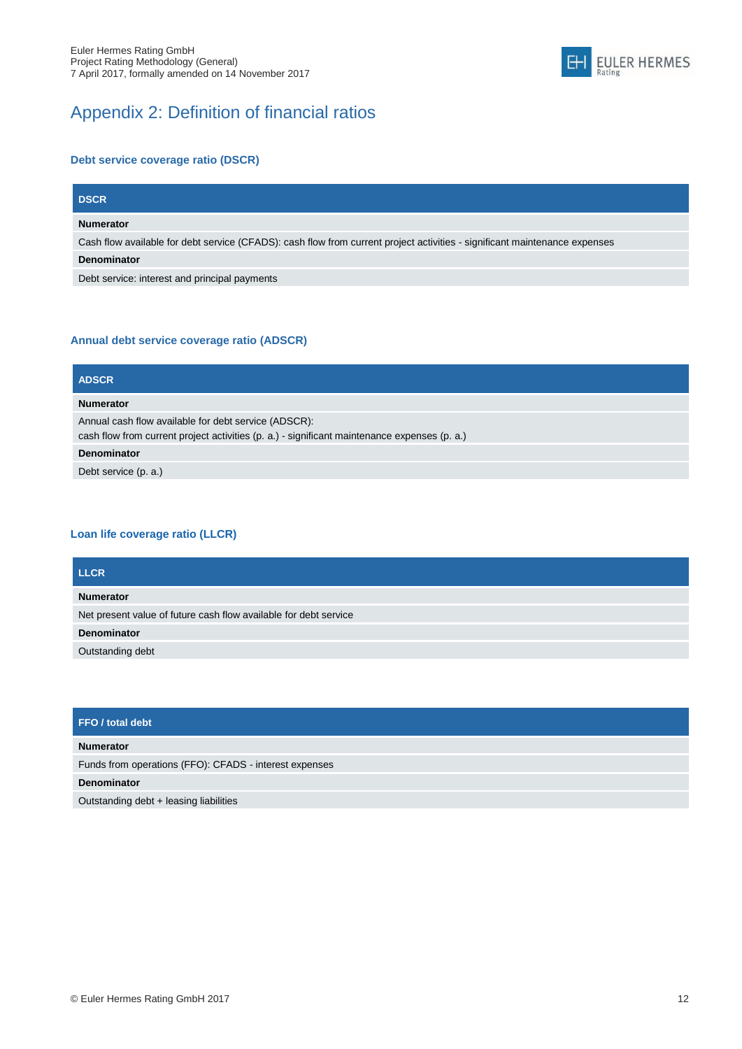# Appendix 2: Definition of financial ratios

### Debt service coverage ratio (DSCR)

| DSCR |
|---|
| **Numerator** |
| Cash flow available for debt service (CFADS): cash flow from current project activities - significant maintenance expenses |
| **Denominator** |
| Debt service: interest and principal payments |

### Annual debt service coverage ratio (ADSCR)

| ADSCR |
|---|
| **Numerator** |
| Annual cash flow available for debt service (ADSCR):<br>cash flow from current project activities (p. a.) - significant maintenance expenses (p. a.) |
| **Denominator** |
| Debt service (p. a.) |

### Loan life coverage ratio (LLCR)

| LLCR |
|---|
| **Numerator** |
| Net present value of future cash flow available for debt service |
| **Denominator** |
| Outstanding debt |

| FFO / total debt |
|---|
| **Numerator** |
| Funds from operations (FFO): CFADS - interest expenses |
| **Denominator** |
| Outstanding debt + leasing liabilities |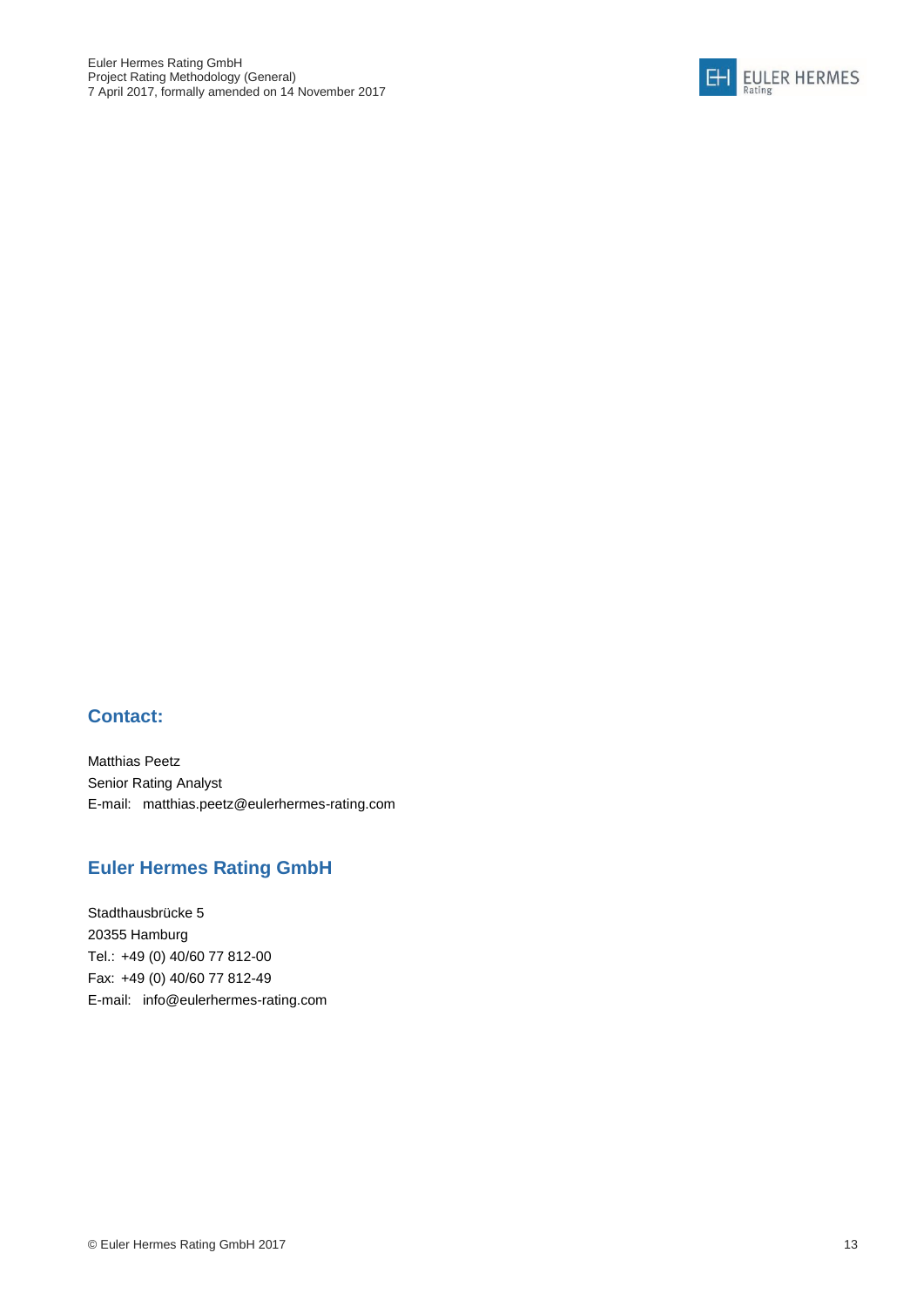## Contact:

Matthias Peetz
Senior Rating Analyst
E-mail: matthias.peetz@eulerhermes-rating.com

## Euler Hermes Rating GmbH

Stadthausbrücke 5
20355 Hamburg
Tel.: +49 (0) 40/60 77 812-00
Fax: +49 (0) 40/60 77 812-49
E-mail: info@eulerhermes-rating.com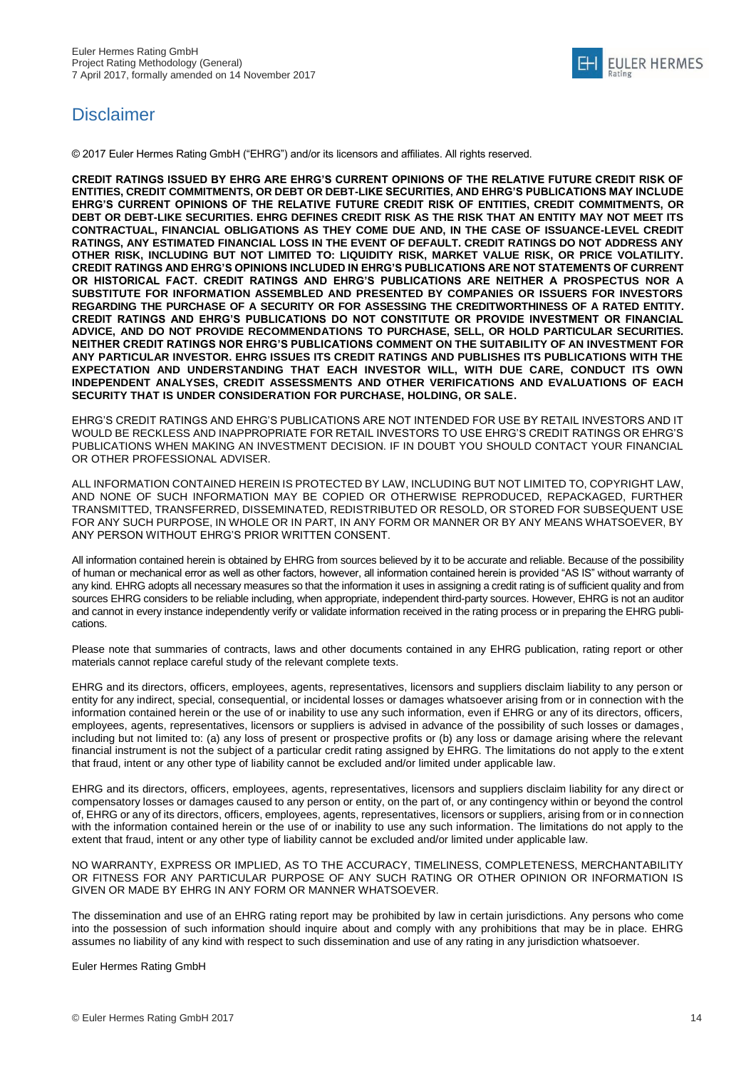# Disclaimer

© 2017 Euler Hermes Rating GmbH ("EHRG") and/or its licensors and affiliates. All rights reserved.

**CREDIT RATINGS ISSUED BY EHRG ARE EHRG'S CURRENT OPINIONS OF THE RELATIVE FUTURE CREDIT RISK OF ENTITIES, CREDIT COMMITMENTS, OR DEBT OR DEBT-LIKE SECURITIES, AND EHRG'S PUBLICATIONS MAY INCLUDE EHRG'S CURRENT OPINIONS OF THE RELATIVE FUTURE CREDIT RISK OF ENTITIES, CREDIT COMMITMENTS, OR DEBT OR DEBT-LIKE SECURITIES. EHRG DEFINES CREDIT RISK AS THE RISK THAT AN ENTITY MAY NOT MEET ITS CONTRACTUAL, FINANCIAL OBLIGATIONS AS THEY COME DUE AND, IN THE CASE OF ISSUANCE-LEVEL CREDIT RATINGS, ANY ESTIMATED FINANCIAL LOSS IN THE EVENT OF DEFAULT. CREDIT RATINGS DO NOT ADDRESS ANY OTHER RISK, INCLUDING BUT NOT LIMITED TO: LIQUIDITY RISK, MARKET VALUE RISK, OR PRICE VOLATILITY. CREDIT RATINGS AND EHRG'S OPINIONS INCLUDED IN EHRG'S PUBLICATIONS ARE NOT STATEMENTS OF CURRENT OR HISTORICAL FACT. CREDIT RATINGS AND EHRG'S PUBLICATIONS ARE NEITHER A PROSPECTUS NOR A SUBSTITUTE FOR INFORMATION ASSEMBLED AND PRESENTED BY COMPANIES OR ISSUERS FOR INVESTORS REGARDING THE PURCHASE OF A SECURITY OR FOR ASSESSING THE CREDITWORTHINESS OF A RATED ENTITY. CREDIT RATINGS AND EHRG'S PUBLICATIONS DO NOT CONSTITUTE OR PROVIDE INVESTMENT OR FINANCIAL ADVICE, AND DO NOT PROVIDE RECOMMENDATIONS TO PURCHASE, SELL, OR HOLD PARTICULAR SECURITIES. NEITHER CREDIT RATINGS NOR EHRG'S PUBLICATIONS COMMENT ON THE SUITABILITY OF AN INVESTMENT FOR ANY PARTICULAR INVESTOR. EHRG ISSUES ITS CREDIT RATINGS AND PUBLISHES ITS PUBLICATIONS WITH THE EXPECTATION AND UNDERSTANDING THAT EACH INVESTOR WILL, WITH DUE CARE, CONDUCT ITS OWN INDEPENDENT ANALYSES, CREDIT ASSESSMENTS AND OTHER VERIFICATIONS AND EVALUATIONS OF EACH SECURITY THAT IS UNDER CONSIDERATION FOR PURCHASE, HOLDING, OR SALE.**

EHRG'S CREDIT RATINGS AND EHRG'S PUBLICATIONS ARE NOT INTENDED FOR USE BY RETAIL INVESTORS AND IT WOULD BE RECKLESS AND INAPPROPRIATE FOR RETAIL INVESTORS TO USE EHRG'S CREDIT RATINGS OR EHRG'S PUBLICATIONS WHEN MAKING AN INVESTMENT DECISION. IF IN DOUBT YOU SHOULD CONTACT YOUR FINANCIAL OR OTHER PROFESSIONAL ADVISER.

ALL INFORMATION CONTAINED HEREIN IS PROTECTED BY LAW, INCLUDING BUT NOT LIMITED TO, COPYRIGHT LAW, AND NONE OF SUCH INFORMATION MAY BE COPIED OR OTHERWISE REPRODUCED, REPACKAGED, FURTHER TRANSMITTED, TRANSFERRED, DISSEMINATED, REDISTRIBUTED OR RESOLD, OR STORED FOR SUBSEQUENT USE FOR ANY SUCH PURPOSE, IN WHOLE OR IN PART, IN ANY FORM OR MANNER OR BY ANY MEANS WHATSOEVER, BY ANY PERSON WITHOUT EHRG'S PRIOR WRITTEN CONSENT.

All information contained herein is obtained by EHRG from sources believed by it to be accurate and reliable. Because of the possibility of human or mechanical error as well as other factors, however, all information contained herein is provided "AS IS" without warranty of any kind. EHRG adopts all necessary measures so that the information it uses in assigning a credit rating is of sufficient quality and from sources EHRG considers to be reliable including, when appropriate, independent third-party sources. However, EHRG is not an auditor and cannot in every instance independently verify or validate information received in the rating process or in preparing the EHRG publications.

Please note that summaries of contracts, laws and other documents contained in any EHRG publication, rating report or other materials cannot replace careful study of the relevant complete texts.

EHRG and its directors, officers, employees, agents, representatives, licensors and suppliers disclaim liability to any person or entity for any indirect, special, consequential, or incidental losses or damages whatsoever arising from or in connection with the information contained herein or the use of or inability to use any such information, even if EHRG or any of its directors, officers, employees, agents, representatives, licensors or suppliers is advised in advance of the possibility of such losses or damages, including but not limited to: (a) any loss of present or prospective profits or (b) any loss or damage arising where the relevant financial instrument is not the subject of a particular credit rating assigned by EHRG. The limitations do not apply to the extent that fraud, intent or any other type of liability cannot be excluded and/or limited under applicable law.

EHRG and its directors, officers, employees, agents, representatives, licensors and suppliers disclaim liability for any direct or compensatory losses or damages caused to any person or entity, on the part of, or any contingency within or beyond the control of, EHRG or any of its directors, officers, employees, agents, representatives, licensors or suppliers, arising from or in connection with the information contained herein or the use of or inability to use any such information. The limitations do not apply to the extent that fraud, intent or any other type of liability cannot be excluded and/or limited under applicable law.

NO WARRANTY, EXPRESS OR IMPLIED, AS TO THE ACCURACY, TIMELINESS, COMPLETENESS, MERCHANTABILITY OR FITNESS FOR ANY PARTICULAR PURPOSE OF ANY SUCH RATING OR OTHER OPINION OR INFORMATION IS GIVEN OR MADE BY EHRG IN ANY FORM OR MANNER WHATSOEVER.

The dissemination and use of an EHRG rating report may be prohibited by law in certain jurisdictions. Any persons who come into the possession of such information should inquire about and comply with any prohibitions that may be in place. EHRG assumes no liability of any kind with respect to such dissemination and use of any rating in any jurisdiction whatsoever.

Euler Hermes Rating GmbH